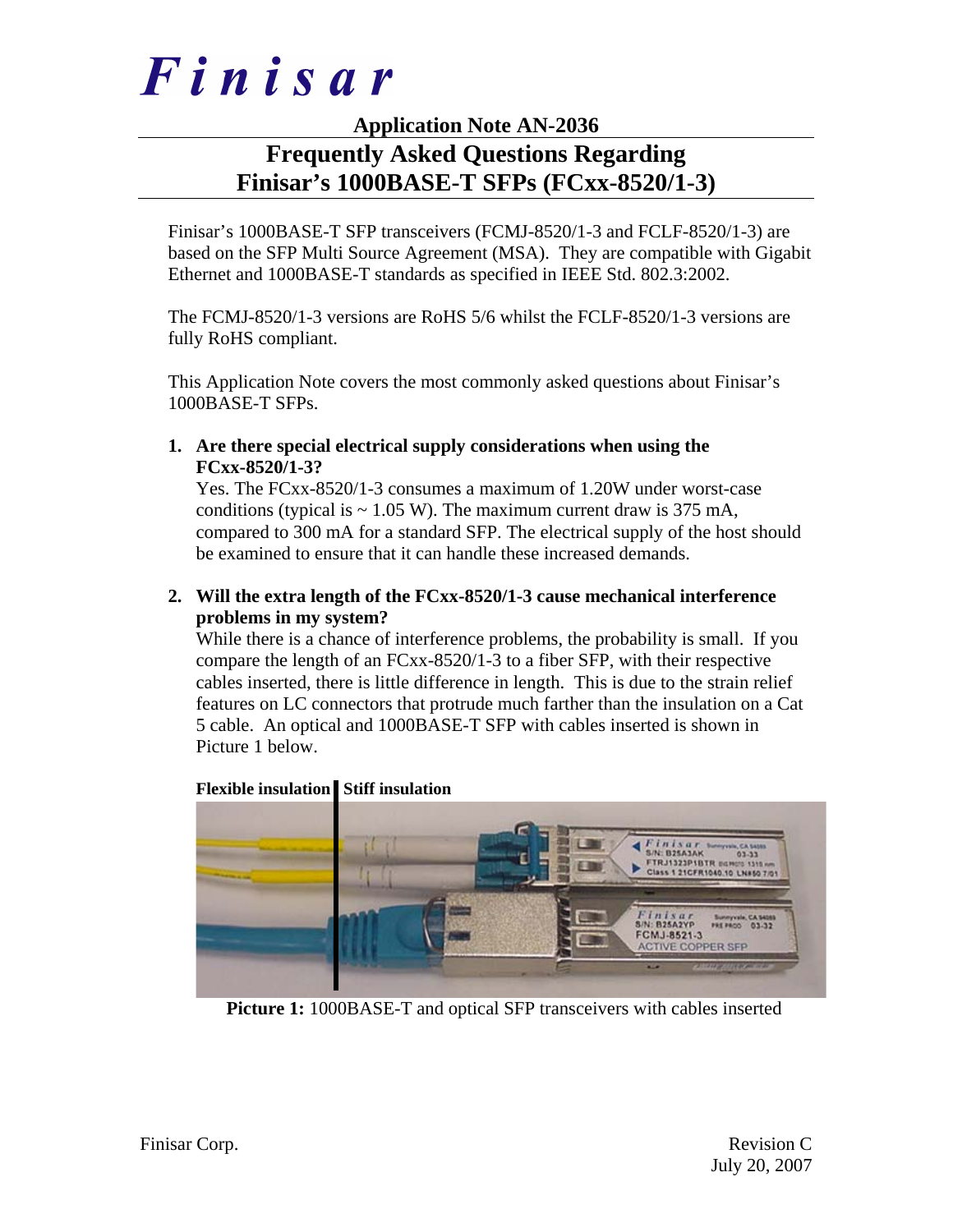# Finisar

## Application Note AN-2036

# Frequently Asked Questions Regarding Finisar's 1000BASE-T SFPs (FCxx-8520/1-3)

Finisar's 1000BASE-T SFP transceivers (FCMJ-8520/1-3 and FCLF-8520/1-3) are based on the SFP Multi Source Agreement (MSA). They are compatible with Gigabit Ethernet and 1000BASE-T standards as specified in IEEE Std. 802.3:2002.

The FCMJ-8520/1-3 versions are RoHS 5/6 whilst the FCLF-8520/1-3 versions are fully RoHS compliant.

This Application Note covers the most commonly asked questions about Finisar's 1000BASE-T SFPs.

1. **Are there special electrical supply considerations when using the FCxx-8520/1-3?**
   Yes. The FCxx-8520/1-3 consumes a maximum of 1.20W under worst-case conditions (typical is ~ 1.05 W). The maximum current draw is 375 mA, compared to 300 mA for a standard SFP. The electrical supply of the host should be examined to ensure that it can handle these increased demands.

2. **Will the extra length of the FCxx-8520/1-3 cause mechanical interference problems in my system?**
   While there is a chance of interference problems, the probability is small. If you compare the length of an FCxx-8520/1-3 to a fiber SFP, with their respective cables inserted, there is little difference in length. This is due to the strain relief features on LC connectors that protrude much farther than the insulation on a Cat 5 cable. An optical and 1000BASE-T SFP with cables inserted is shown in Picture 1 below.

**Flexible insulation** | **Stiff insulation**

**Picture 1:** 1000BASE-T and optical SFP transceivers with cables inserted

Finisar Corp.

Revision C
July 20, 2007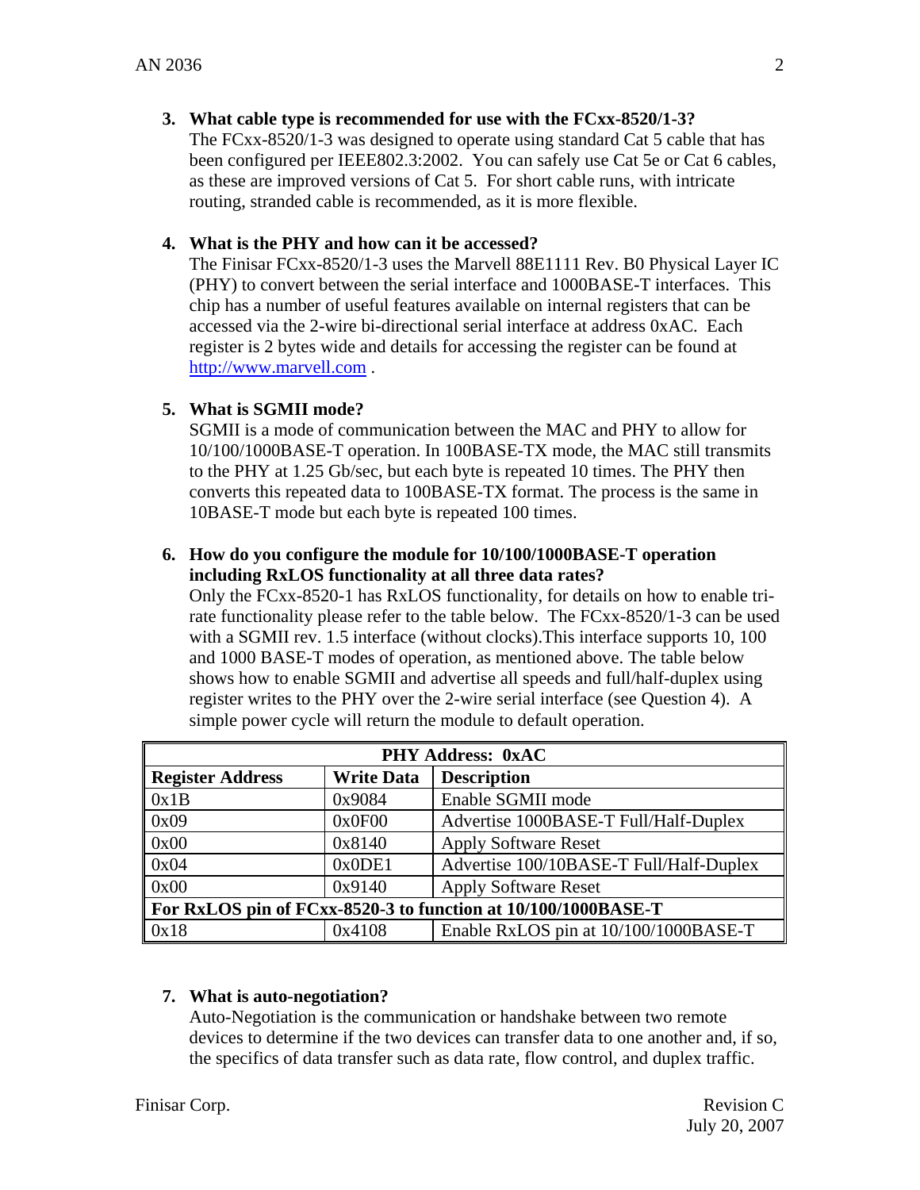3. **What cable type is recommended for use with the FCxx-8520/1-3?**
   The FCxx-8520/1-3 was designed to operate using standard Cat 5 cable that has been configured per IEEE802.3:2002. You can safely use Cat 5e or Cat 6 cables, as these are improved versions of Cat 5. For short cable runs, with intricate routing, stranded cable is recommended, as it is more flexible.

4. **What is the PHY and how can it be accessed?**
   The Finisar FCxx-8520/1-3 uses the Marvell 88E1111 Rev. B0 Physical Layer IC (PHY) to convert between the serial interface and 1000BASE-T interfaces. This chip has a number of useful features available on internal registers that can be accessed via the 2-wire bi-directional serial interface at address 0xAC. Each register is 2 bytes wide and details for accessing the register can be found at http://www.marvell.com .

5. **What is SGMII mode?**
   SGMII is a mode of communication between the MAC and PHY to allow for 10/100/1000BASE-T operation. In 100BASE-TX mode, the MAC still transmits to the PHY at 1.25 Gb/sec, but each byte is repeated 10 times. The PHY then converts this repeated data to 100BASE-TX format. The process is the same in 10BASE-T mode but each byte is repeated 100 times.

6. **How do you configure the module for 10/100/1000BASE-T operation including RxLOS functionality at all three data rates?**
   Only the FCxx-8520-1 has RxLOS functionality, for details on how to enable tri-rate functionality please refer to the table below. The FCxx-8520/1-3 can be used with a SGMII rev. 1.5 interface (without clocks).This interface supports 10, 100 and 1000 BASE-T modes of operation, as mentioned above. The table below shows how to enable SGMII and advertise all speeds and full/half-duplex using register writes to the PHY over the 2-wire serial interface (see Question 4). A simple power cycle will return the module to default operation.

| **PHY Address: 0xAC** | | |
|---|---|---|
| **Register Address** | **Write Data** | **Description** |
| 0x1B | 0x9084 | Enable SGMII mode |
| 0x09 | 0x0F00 | Advertise 1000BASE-T Full/Half-Duplex |
| 0x00 | 0x8140 | Apply Software Reset |
| 0x04 | 0x0DE1 | Advertise 100/10BASE-T Full/Half-Duplex |
| 0x00 | 0x9140 | Apply Software Reset |
| **For RxLOS pin of FCxx-8520-3 to function at 10/100/1000BASE-T** | | |
| 0x18 | 0x4108 | Enable RxLOS pin at 10/100/1000BASE-T |

7. **What is auto-negotiation?**
   Auto-Negotiation is the communication or handshake between two remote devices to determine if the two devices can transfer data to one another and, if so, the specifics of data transfer such as data rate, flow control, and duplex traffic.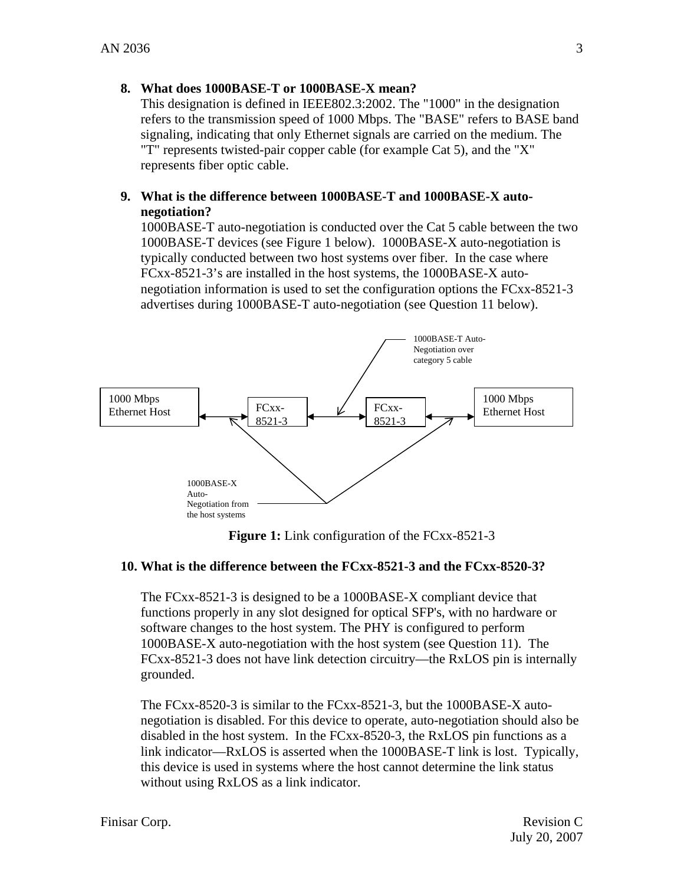**8. What does 1000BASE-T or 1000BASE-X mean?**

This designation is defined in IEEE802.3:2002. The "1000" in the designation refers to the transmission speed of 1000 Mbps. The "BASE" refers to BASE band signaling, indicating that only Ethernet signals are carried on the medium. The "T" represents twisted-pair copper cable (for example Cat 5), and the "X" represents fiber optic cable.

**9. What is the difference between 1000BASE-T and 1000BASE-X auto-negotiation?**

1000BASE-T auto-negotiation is conducted over the Cat 5 cable between the two 1000BASE-T devices (see Figure 1 below). 1000BASE-X auto-negotiation is typically conducted between two host systems over fiber. In the case where FCxx-8521-3's are installed in the host systems, the 1000BASE-X auto-negotiation information is used to set the configuration options the FCxx-8521-3 advertises during 1000BASE-T auto-negotiation (see Question 11 below).

1000BASE-T Auto-Negotiation over category 5 cable

1000 Mbps Ethernet Host ↔ FCxx-8521-3 ↔ FCxx-8521-3 ↔ 1000 Mbps Ethernet Host

1000BASE-X Auto-Negotiation from the host systems

**Figure 1:** Link configuration of the FCxx-8521-3

**10. What is the difference between the FCxx-8521-3 and the FCxx-8520-3?**

The FCxx-8521-3 is designed to be a 1000BASE-X compliant device that functions properly in any slot designed for optical SFP's, with no hardware or software changes to the host system. The PHY is configured to perform 1000BASE-X auto-negotiation with the host system (see Question 11). The FCxx-8521-3 does not have link detection circuitry—the RxLOS pin is internally grounded.

The FCxx-8520-3 is similar to the FCxx-8521-3, but the 1000BASE-X auto-negotiation is disabled. For this device to operate, auto-negotiation should also be disabled in the host system. In the FCxx-8520-3, the RxLOS pin functions as a link indicator—RxLOS is asserted when the 1000BASE-T link is lost. Typically, this device is used in systems where the host cannot determine the link status without using RxLOS as a link indicator.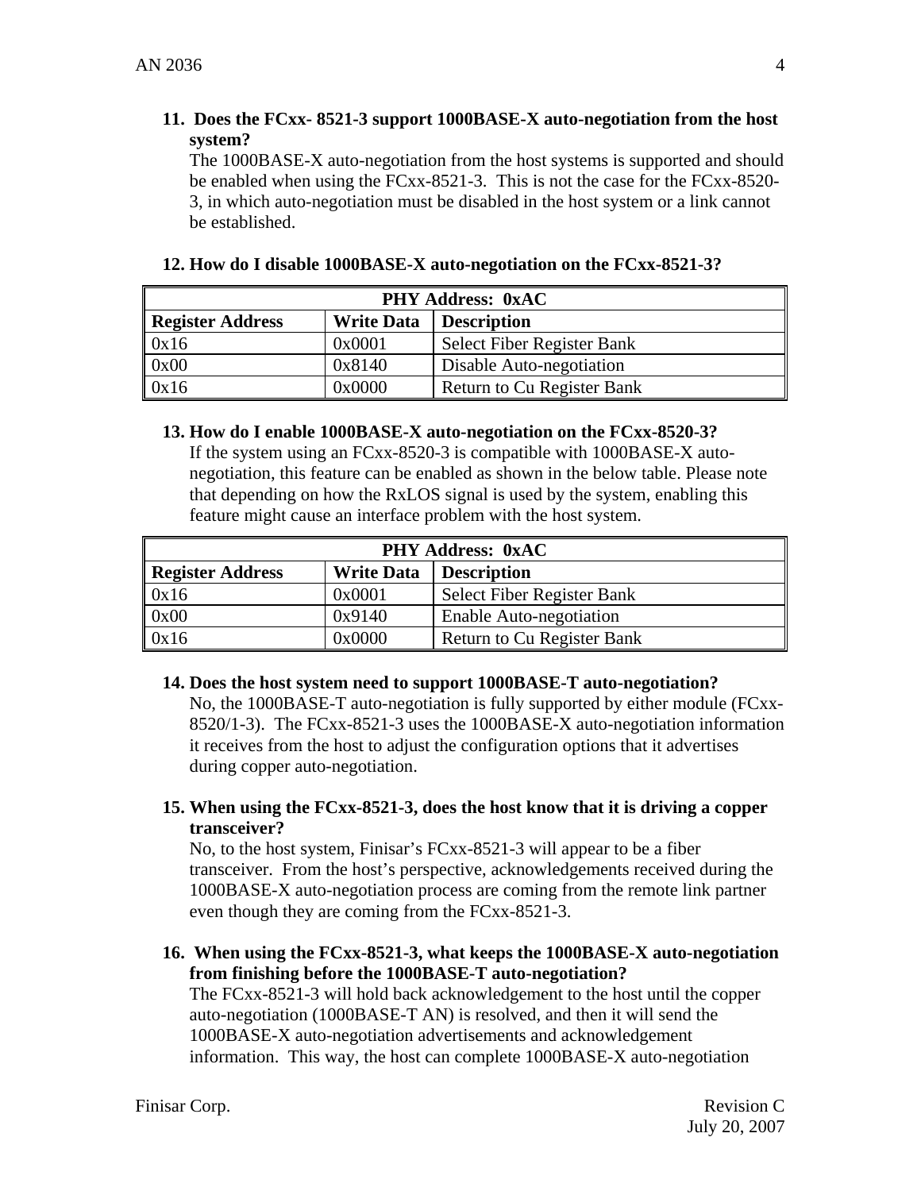**11. Does the FCxx- 8521-3 support 1000BASE-X auto-negotiation from the host system?**

The 1000BASE-X auto-negotiation from the host systems is supported and should be enabled when using the FCxx-8521-3. This is not the case for the FCxx-8520-3, in which auto-negotiation must be disabled in the host system or a link cannot be established.

**12. How do I disable 1000BASE-X auto-negotiation on the FCxx-8521-3?**

| PHY Address: 0xAC | | |
|---|---|---|
| **Register Address** | **Write Data** | **Description** |
| 0x16 | 0x0001 | Select Fiber Register Bank |
| 0x00 | 0x8140 | Disable Auto-negotiation |
| 0x16 | 0x0000 | Return to Cu Register Bank |

**13. How do I enable 1000BASE-X auto-negotiation on the FCxx-8520-3?**

If the system using an FCxx-8520-3 is compatible with 1000BASE-X auto-negotiation, this feature can be enabled as shown in the below table. Please note that depending on how the RxLOS signal is used by the system, enabling this feature might cause an interface problem with the host system.

| PHY Address: 0xAC | | |
|---|---|---|
| **Register Address** | **Write Data** | **Description** |
| 0x16 | 0x0001 | Select Fiber Register Bank |
| 0x00 | 0x9140 | Enable Auto-negotiation |
| 0x16 | 0x0000 | Return to Cu Register Bank |

**14. Does the host system need to support 1000BASE-T auto-negotiation?**

No, the 1000BASE-T auto-negotiation is fully supported by either module (FCxx-8520/1-3). The FCxx-8521-3 uses the 1000BASE-X auto-negotiation information it receives from the host to adjust the configuration options that it advertises during copper auto-negotiation.

**15. When using the FCxx-8521-3, does the host know that it is driving a copper transceiver?**

No, to the host system, Finisar's FCxx-8521-3 will appear to be a fiber transceiver. From the host's perspective, acknowledgements received during the 1000BASE-X auto-negotiation process are coming from the remote link partner even though they are coming from the FCxx-8521-3.

**16. When using the FCxx-8521-3, what keeps the 1000BASE-X auto-negotiation from finishing before the 1000BASE-T auto-negotiation?**

The FCxx-8521-3 will hold back acknowledgement to the host until the copper auto-negotiation (1000BASE-T AN) is resolved, and then it will send the 1000BASE-X auto-negotiation advertisements and acknowledgement information. This way, the host can complete 1000BASE-X auto-negotiation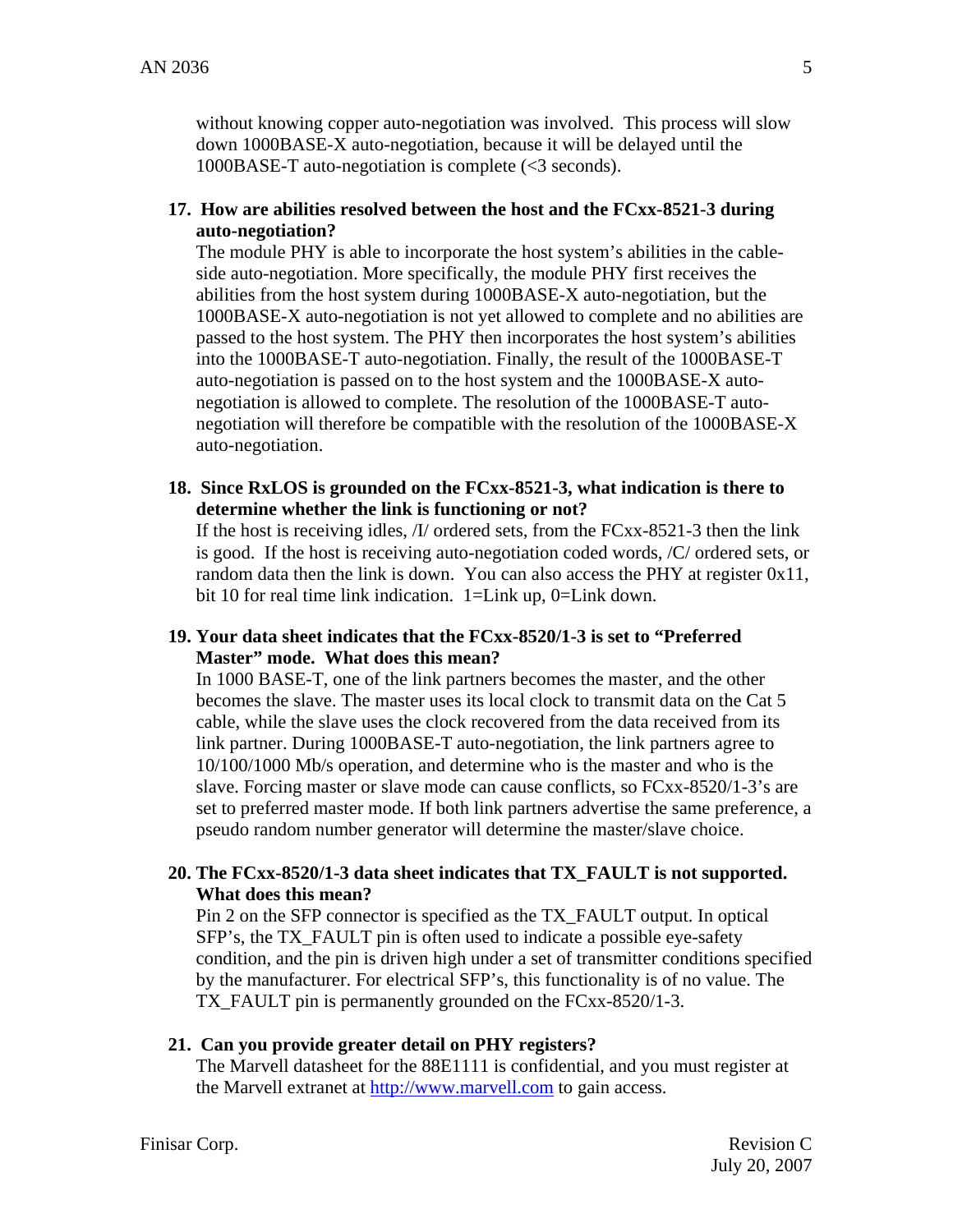without knowing copper auto-negotiation was involved. This process will slow down 1000BASE-X auto-negotiation, because it will be delayed until the 1000BASE-T auto-negotiation is complete (<3 seconds).

**17. How are abilities resolved between the host and the FCxx-8521-3 during auto-negotiation?**

The module PHY is able to incorporate the host system's abilities in the cable-side auto-negotiation. More specifically, the module PHY first receives the abilities from the host system during 1000BASE-X auto-negotiation, but the 1000BASE-X auto-negotiation is not yet allowed to complete and no abilities are passed to the host system. The PHY then incorporates the host system's abilities into the 1000BASE-T auto-negotiation. Finally, the result of the 1000BASE-T auto-negotiation is passed on to the host system and the 1000BASE-X auto-negotiation is allowed to complete. The resolution of the 1000BASE-T auto-negotiation will therefore be compatible with the resolution of the 1000BASE-X auto-negotiation.

**18. Since RxLOS is grounded on the FCxx-8521-3, what indication is there to determine whether the link is functioning or not?**

If the host is receiving idles, /I/ ordered sets, from the FCxx-8521-3 then the link is good. If the host is receiving auto-negotiation coded words, /C/ ordered sets, or random data then the link is down. You can also access the PHY at register 0x11, bit 10 for real time link indication. 1=Link up, 0=Link down.

**19. Your data sheet indicates that the FCxx-8520/1-3 is set to "Preferred Master" mode. What does this mean?**

In 1000 BASE-T, one of the link partners becomes the master, and the other becomes the slave. The master uses its local clock to transmit data on the Cat 5 cable, while the slave uses the clock recovered from the data received from its link partner. During 1000BASE-T auto-negotiation, the link partners agree to 10/100/1000 Mb/s operation, and determine who is the master and who is the slave. Forcing master or slave mode can cause conflicts, so FCxx-8520/1-3's are set to preferred master mode. If both link partners advertise the same preference, a pseudo random number generator will determine the master/slave choice.

**20. The FCxx-8520/1-3 data sheet indicates that TX_FAULT is not supported. What does this mean?**

Pin 2 on the SFP connector is specified as the TX_FAULT output. In optical SFP's, the TX_FAULT pin is often used to indicate a possible eye-safety condition, and the pin is driven high under a set of transmitter conditions specified by the manufacturer. For electrical SFP's, this functionality is of no value. The TX_FAULT pin is permanently grounded on the FCxx-8520/1-3.

**21. Can you provide greater detail on PHY registers?**

The Marvell datasheet for the 88E1111 is confidential, and you must register at the Marvell extranet at [http://www.marvell.com](http://www.marvell.com) to gain access.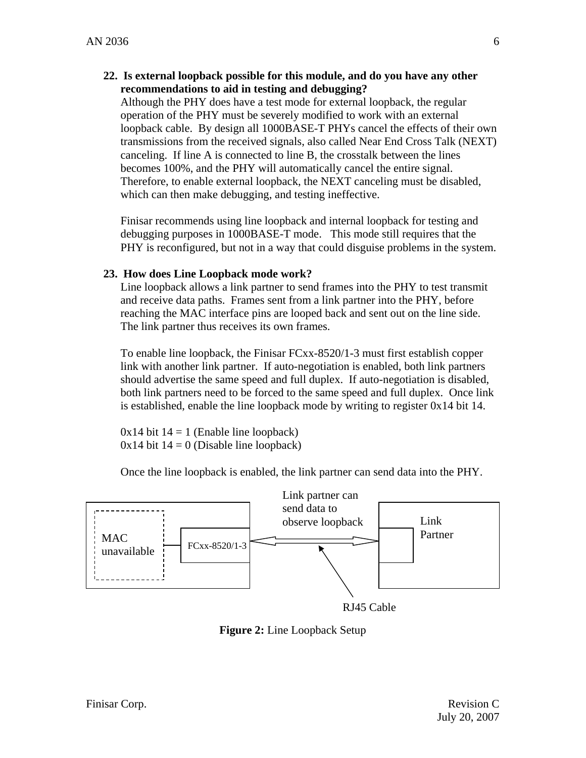**22. Is external loopback possible for this module, and do you have any other recommendations to aid in testing and debugging?**

Although the PHY does have a test mode for external loopback, the regular operation of the PHY must be severely modified to work with an external loopback cable. By design all 1000BASE-T PHYs cancel the effects of their own transmissions from the received signals, also called Near End Cross Talk (NEXT) canceling. If line A is connected to line B, the crosstalk between the lines becomes 100%, and the PHY will automatically cancel the entire signal. Therefore, to enable external loopback, the NEXT canceling must be disabled, which can then make debugging, and testing ineffective.

Finisar recommends using line loopback and internal loopback for testing and debugging purposes in 1000BASE-T mode. This mode still requires that the PHY is reconfigured, but not in a way that could disguise problems in the system.

**23. How does Line Loopback mode work?**

Line loopback allows a link partner to send frames into the PHY to test transmit and receive data paths. Frames sent from a link partner into the PHY, before reaching the MAC interface pins are looped back and sent out on the line side. The link partner thus receives its own frames.

To enable line loopback, the Finisar FCxx-8520/1-3 must first establish copper link with another link partner. If auto-negotiation is enabled, both link partners should advertise the same speed and full duplex. If auto-negotiation is disabled, both link partners need to be forced to the same speed and full duplex. Once link is established, enable the line loopback mode by writing to register 0x14 bit 14.

0x14 bit 14 = 1 (Enable line loopback)
0x14 bit 14 = 0 (Disable line loopback)

Once the line loopback is enabled, the link partner can send data into the PHY.

MAC unavailable — FCxx-8520/1-3 ⟷ Link Partner

Link partner can send data to observe loopback

RJ45 Cable

**Figure 2:** Line Loopback Setup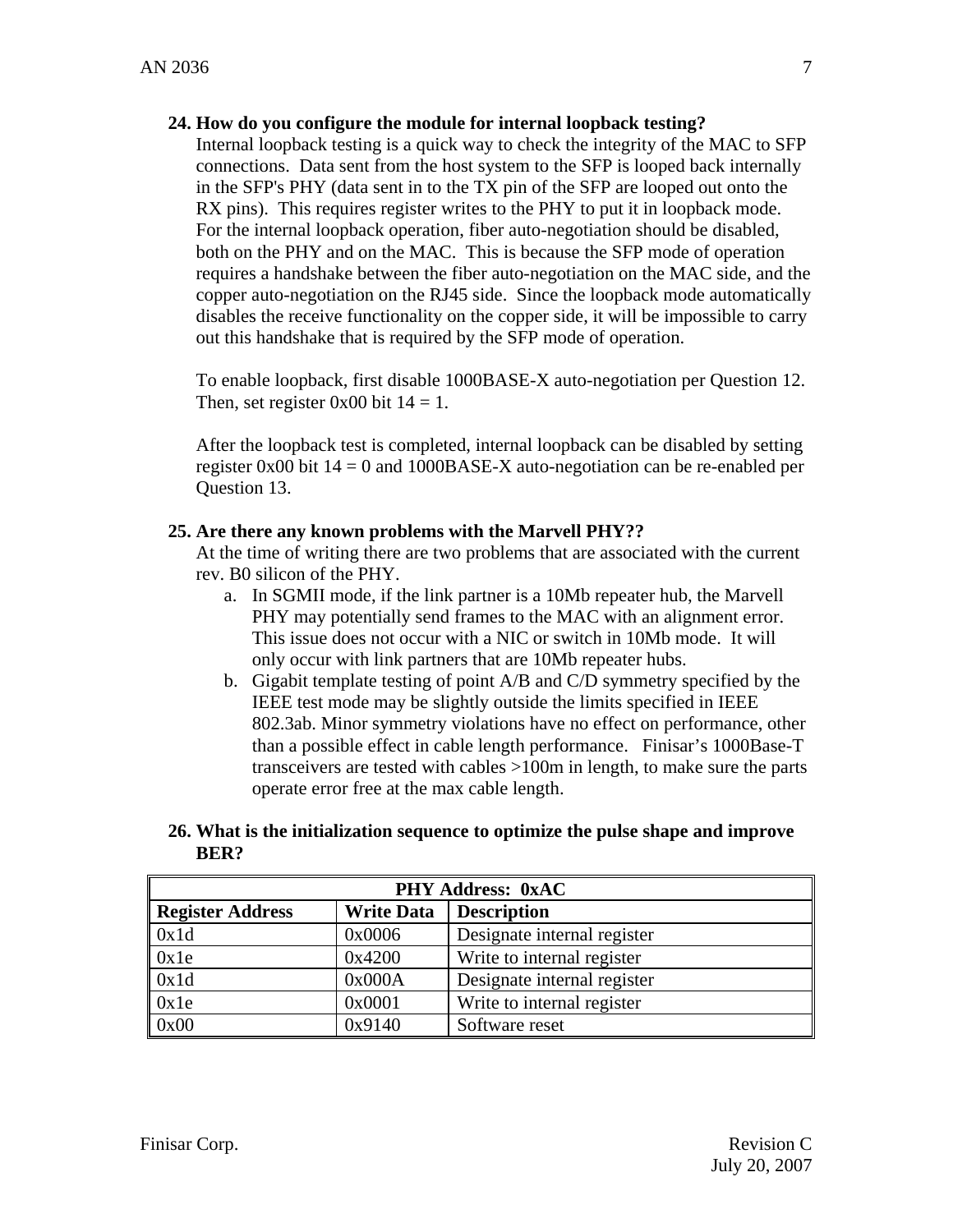**24. How do you configure the module for internal loopback testing?**

Internal loopback testing is a quick way to check the integrity of the MAC to SFP connections. Data sent from the host system to the SFP is looped back internally in the SFP's PHY (data sent in to the TX pin of the SFP are looped out onto the RX pins). This requires register writes to the PHY to put it in loopback mode. For the internal loopback operation, fiber auto-negotiation should be disabled, both on the PHY and on the MAC. This is because the SFP mode of operation requires a handshake between the fiber auto-negotiation on the MAC side, and the copper auto-negotiation on the RJ45 side. Since the loopback mode automatically disables the receive functionality on the copper side, it will be impossible to carry out this handshake that is required by the SFP mode of operation.

To enable loopback, first disable 1000BASE-X auto-negotiation per Question 12. Then, set register 0x00 bit 14 = 1.

After the loopback test is completed, internal loopback can be disabled by setting register 0x00 bit 14 = 0 and 1000BASE-X auto-negotiation can be re-enabled per Question 13.

**25. Are there any known problems with the Marvell PHY??**

At the time of writing there are two problems that are associated with the current rev. B0 silicon of the PHY.

a. In SGMII mode, if the link partner is a 10Mb repeater hub, the Marvell PHY may potentially send frames to the MAC with an alignment error. This issue does not occur with a NIC or switch in 10Mb mode. It will only occur with link partners that are 10Mb repeater hubs.
b. Gigabit template testing of point A/B and C/D symmetry specified by the IEEE test mode may be slightly outside the limits specified in IEEE 802.3ab. Minor symmetry violations have no effect on performance, other than a possible effect in cable length performance. Finisar's 1000Base-T transceivers are tested with cables >100m in length, to make sure the parts operate error free at the max cable length.

**26. What is the initialization sequence to optimize the pulse shape and improve BER?**

| **PHY Address: 0xAC** | | |
|---|---|---|
| **Register Address** | **Write Data** | **Description** |
| 0x1d | 0x0006 | Designate internal register |
| 0x1e | 0x4200 | Write to internal register |
| 0x1d | 0x000A | Designate internal register |
| 0x1e | 0x0001 | Write to internal register |
| 0x00 | 0x9140 | Software reset |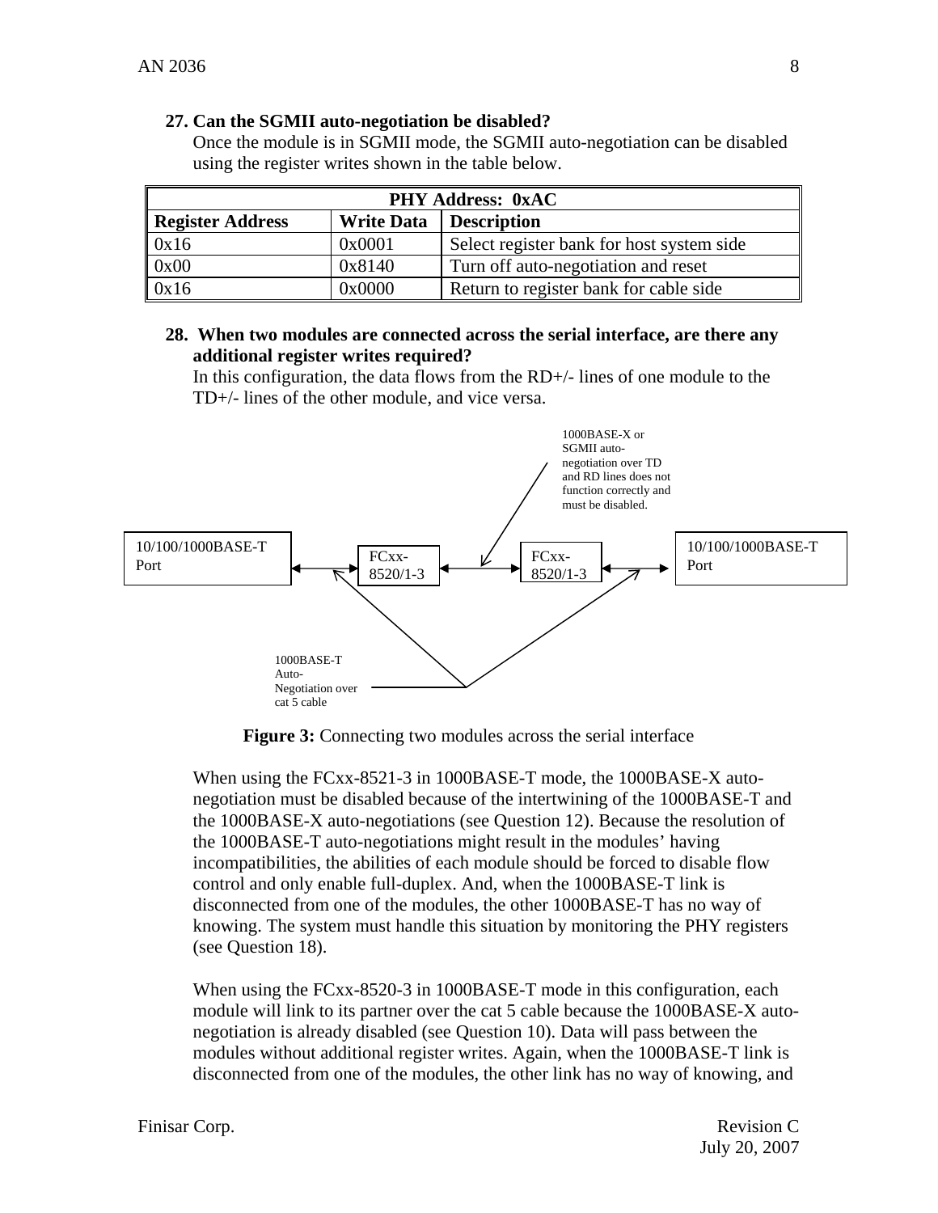**27. Can the SGMII auto-negotiation be disabled?**

Once the module is in SGMII mode, the SGMII auto-negotiation can be disabled using the register writes shown in the table below.

| PHY Address: 0xAC | | |
|---|---|---|
| **Register Address** | **Write Data** | **Description** |
| 0x16 | 0x0001 | Select register bank for host system side |
| 0x00 | 0x8140 | Turn off auto-negotiation and reset |
| 0x16 | 0x0000 | Return to register bank for cable side |

**28. When two modules are connected across the serial interface, are there any additional register writes required?**

In this configuration, the data flows from the RD+/- lines of one module to the TD+/- lines of the other module, and vice versa.

10/100/1000BASE-T Port ↔ FCxx-8520/1-3 ↔ FCxx-8520/1-3 ↔ 10/100/1000BASE-T Port

1000BASE-X or SGMII auto-negotiation over TD and RD lines does not function correctly and must be disabled.

1000BASE-T Auto-Negotiation over cat 5 cable

**Figure 3:** Connecting two modules across the serial interface

When using the FCxx-8521-3 in 1000BASE-T mode, the 1000BASE-X auto-negotiation must be disabled because of the intertwining of the 1000BASE-T and the 1000BASE-X auto-negotiations (see Question 12). Because the resolution of the 1000BASE-T auto-negotiations might result in the modules' having incompatibilities, the abilities of each module should be forced to disable flow control and only enable full-duplex. And, when the 1000BASE-T link is disconnected from one of the modules, the other 1000BASE-T has no way of knowing. The system must handle this situation by monitoring the PHY registers (see Question 18).

When using the FCxx-8520-3 in 1000BASE-T mode in this configuration, each module will link to its partner over the cat 5 cable because the 1000BASE-X auto-negotiation is already disabled (see Question 10). Data will pass between the modules without additional register writes. Again, when the 1000BASE-T link is disconnected from one of the modules, the other link has no way of knowing, and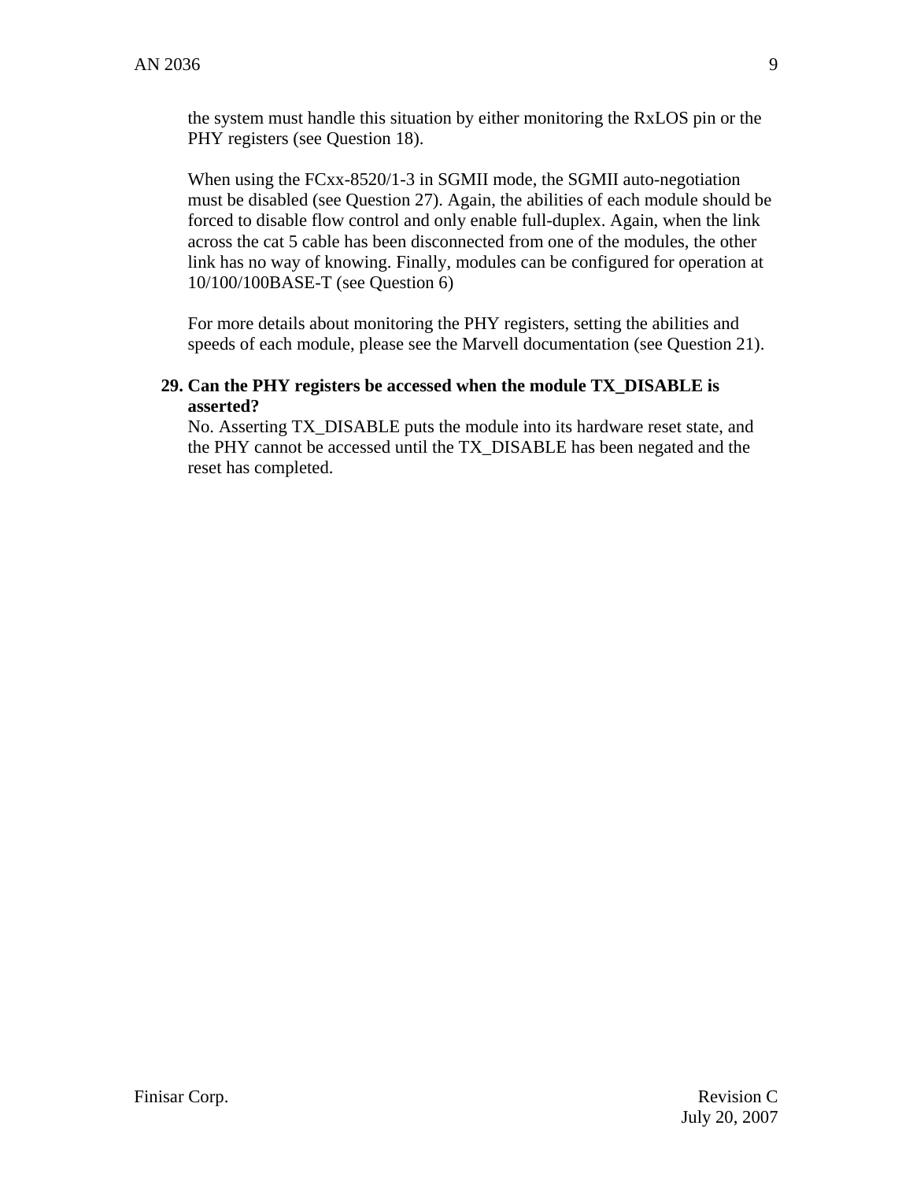the system must handle this situation by either monitoring the RxLOS pin or the PHY registers (see Question 18).

When using the FCxx-8520/1-3 in SGMII mode, the SGMII auto-negotiation must be disabled (see Question 27). Again, the abilities of each module should be forced to disable flow control and only enable full-duplex. Again, when the link across the cat 5 cable has been disconnected from one of the modules, the other link has no way of knowing. Finally, modules can be configured for operation at 10/100/100BASE-T (see Question 6)

For more details about monitoring the PHY registers, setting the abilities and speeds of each module, please see the Marvell documentation (see Question 21).

29. **Can the PHY registers be accessed when the module TX_DISABLE is asserted?**
    No. Asserting TX_DISABLE puts the module into its hardware reset state, and the PHY cannot be accessed until the TX_DISABLE has been negated and the reset has completed.